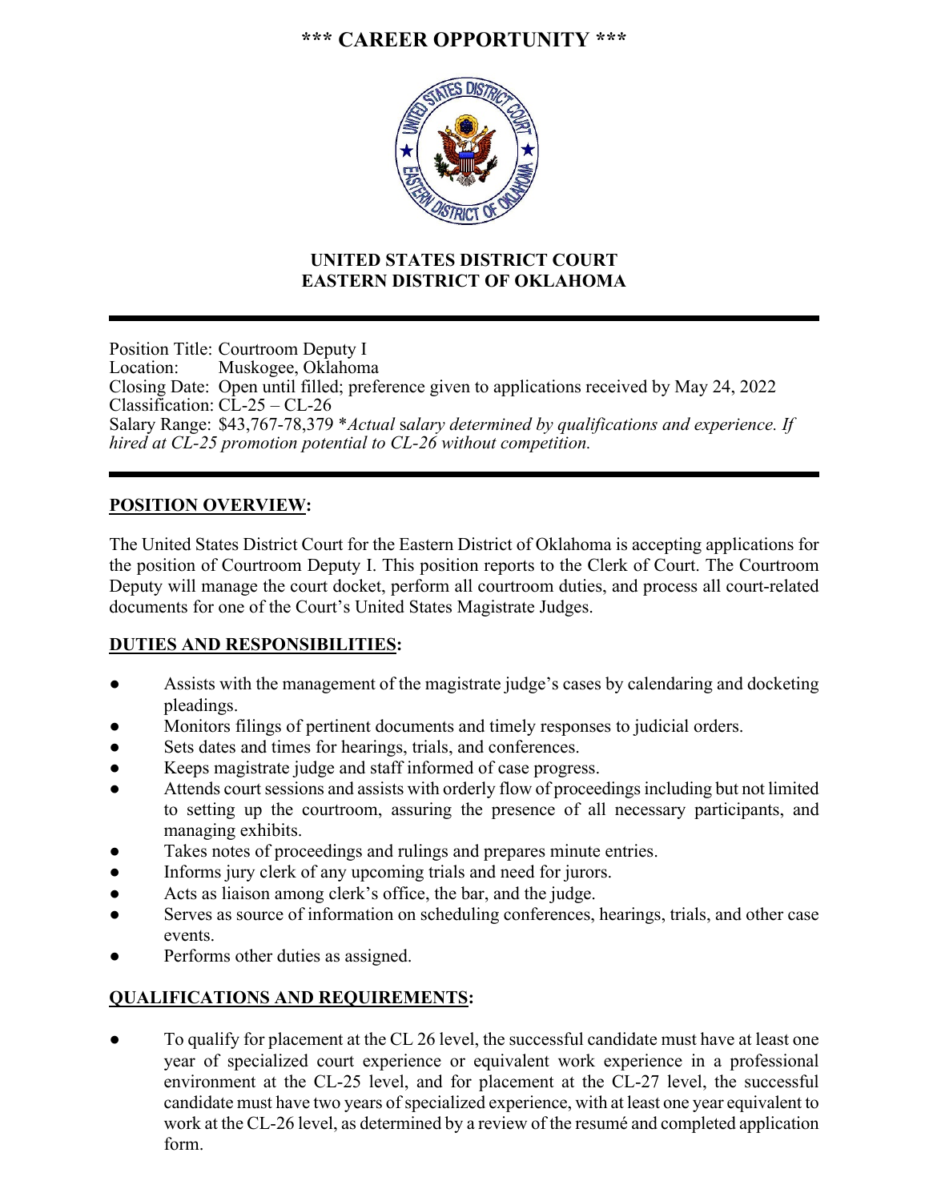# *** CAREER OPPORTUNITY ***

**UNITED STATES DISTRICT COURT**
**EASTERN DISTRICT OF OKLAHOMA**

---

Position Title: Courtroom Deputy I
Location: Muskogee, Oklahoma
Closing Date: Open until filled; preference given to applications received by May 24, 2022
Classification: CL-25 – CL-26
Salary Range: $43,767-78,379 **Actual salary determined by qualifications and experience. If hired at CL-25 promotion potential to CL-26 without competition.*

---

## POSITION OVERVIEW:

The United States District Court for the Eastern District of Oklahoma is accepting applications for the position of Courtroom Deputy I. This position reports to the Clerk of Court. The Courtroom Deputy will manage the court docket, perform all courtroom duties, and process all court-related documents for one of the Court's United States Magistrate Judges.

## DUTIES AND RESPONSIBILITIES:

- Assists with the management of the magistrate judge's cases by calendaring and docketing pleadings.
- Monitors filings of pertinent documents and timely responses to judicial orders.
- Sets dates and times for hearings, trials, and conferences.
- Keeps magistrate judge and staff informed of case progress.
- Attends court sessions and assists with orderly flow of proceedings including but not limited to setting up the courtroom, assuring the presence of all necessary participants, and managing exhibits.
- Takes notes of proceedings and rulings and prepares minute entries.
- Informs jury clerk of any upcoming trials and need for jurors.
- Acts as liaison among clerk's office, the bar, and the judge.
- Serves as source of information on scheduling conferences, hearings, trials, and other case events.
- Performs other duties as assigned.

## QUALIFICATIONS AND REQUIREMENTS:

- To qualify for placement at the CL 26 level, the successful candidate must have at least one year of specialized court experience or equivalent work experience in a professional environment at the CL-25 level, and for placement at the CL-27 level, the successful candidate must have two years of specialized experience, with at least one year equivalent to work at the CL-26 level, as determined by a review of the resumé and completed application form.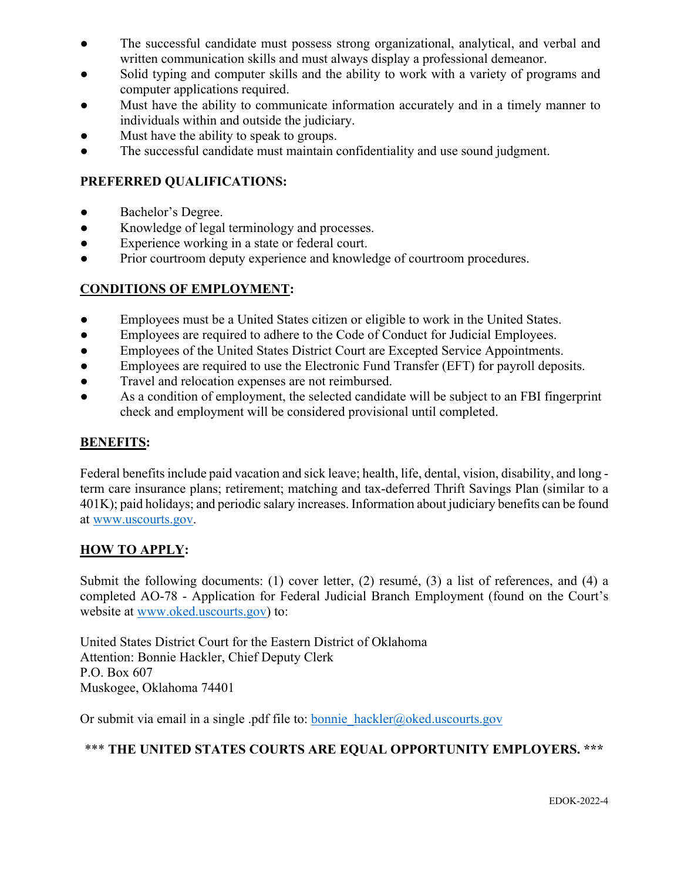- The successful candidate must possess strong organizational, analytical, and verbal and written communication skills and must always display a professional demeanor.
- Solid typing and computer skills and the ability to work with a variety of programs and computer applications required.
- Must have the ability to communicate information accurately and in a timely manner to individuals within and outside the judiciary.
- Must have the ability to speak to groups.
- The successful candidate must maintain confidentiality and use sound judgment.

**PREFERRED QUALIFICATIONS:**

- Bachelor's Degree.
- Knowledge of legal terminology and processes.
- Experience working in a state or federal court.
- Prior courtroom deputy experience and knowledge of courtroom procedures.

**CONDITIONS OF EMPLOYMENT:**

- Employees must be a United States citizen or eligible to work in the United States.
- Employees are required to adhere to the Code of Conduct for Judicial Employees.
- Employees of the United States District Court are Excepted Service Appointments.
- Employees are required to use the Electronic Fund Transfer (EFT) for payroll deposits.
- Travel and relocation expenses are not reimbursed.
- As a condition of employment, the selected candidate will be subject to an FBI fingerprint check and employment will be considered provisional until completed.

**BENEFITS:**

Federal benefits include paid vacation and sick leave; health, life, dental, vision, disability, and long-term care insurance plans; retirement; matching and tax-deferred Thrift Savings Plan (similar to a 401K); paid holidays; and periodic salary increases. Information about judiciary benefits can be found at www.uscourts.gov.

**HOW TO APPLY:**

Submit the following documents: (1) cover letter, (2) resumé, (3) a list of references, and (4) a completed AO-78 - Application for Federal Judicial Branch Employment (found on the Court's website at www.oked.uscourts.gov) to:

United States District Court for the Eastern District of Oklahoma
Attention: Bonnie Hackler, Chief Deputy Clerk
P.O. Box 607
Muskogee, Oklahoma 74401

Or submit via email in a single .pdf file to: bonnie_hackler@oked.uscourts.gov

**\*\*\* THE UNITED STATES COURTS ARE EQUAL OPPORTUNITY EMPLOYERS. \*\*\***

EDOK-2022-4